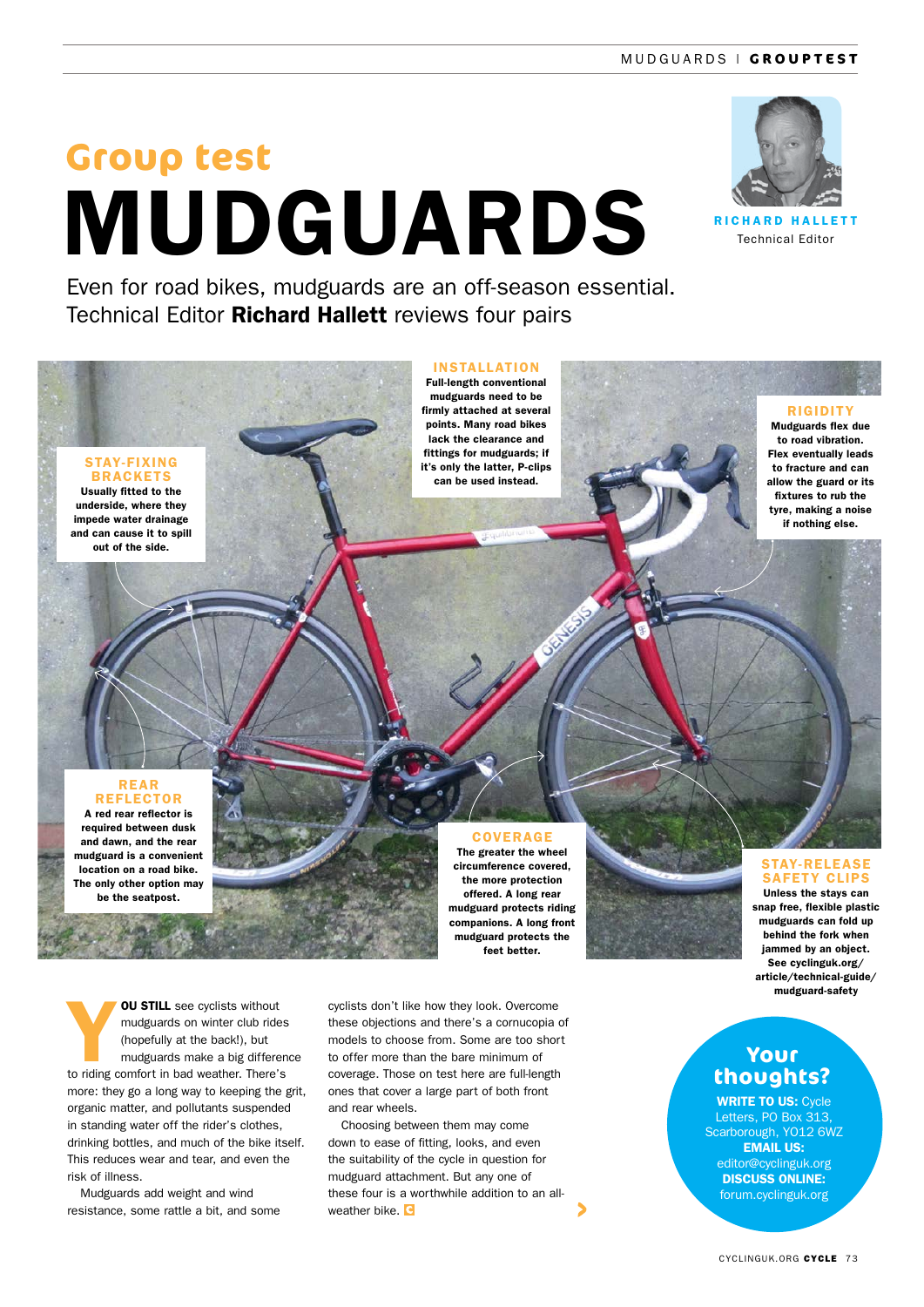# Group test
# MUDGUARDS

**RICHARD HALLETT**
Technical Editor

Even for road bikes, mudguards are an off-season essential. Technical Editor **Richard Hallett** reviews four pairs

**INSTALLATION**
Full-length conventional mudguards need to be firmly attached at several points. Many road bikes lack the clearance and fittings for mudguards; if it's only the latter, P-clips can be used instead.

**RIGIDITY**
Mudguards flex due to road vibration. Flex eventually leads to fracture and can allow the guard or its fixtures to rub the tyre, making a noise if nothing else.

**STAY-FIXING BRACKETS**
Usually fitted to the underside, where they impede water drainage and can cause it to spill out of the side.

**REAR REFLECTOR**
A red rear reflector is required between dusk and dawn, and the rear mudguard is a convenient location on a road bike. The only other option may be the seatpost.

**COVERAGE**
The greater the wheel circumference covered, the more protection offered. A long rear mudguard protects riding companions. A long front mudguard protects the feet better.

**STAY-RELEASE SAFETY CLIPS**
Unless the stays can snap free, flexible plastic mudguards can fold up behind the fork when jammed by an object. See cyclinguk.org/article/technical-guide/mudguard-safety

**YOU STILL** see cyclists without mudguards on winter club rides (hopefully at the back!), but mudguards make a big difference to riding comfort in bad weather. There's more: they go a long way to keeping the grit, organic matter, and pollutants suspended in standing water off the rider's clothes, drinking bottles, and much of the bike itself. This reduces wear and tear, and even the risk of illness.

Mudguards add weight and wind resistance, some rattle a bit, and some cyclists don't like how they look. Overcome these objections and there's a cornucopia of models to choose from. Some are too short to offer more than the bare minimum of coverage. Those on test here are full-length ones that cover a large part of both front and rear wheels.

Choosing between them may come down to ease of fitting, looks, and even the suitability of the cycle in question for mudguard attachment. But any one of these four is a worthwhile addition to an all-weather bike.

## Your thoughts?

**WRITE TO US:** Cycle Letters, PO Box 313, Scarborough, YO12 6WZ
**EMAIL US:** editor@cyclinguk.org
**DISCUSS ONLINE:** forum.cyclinguk.org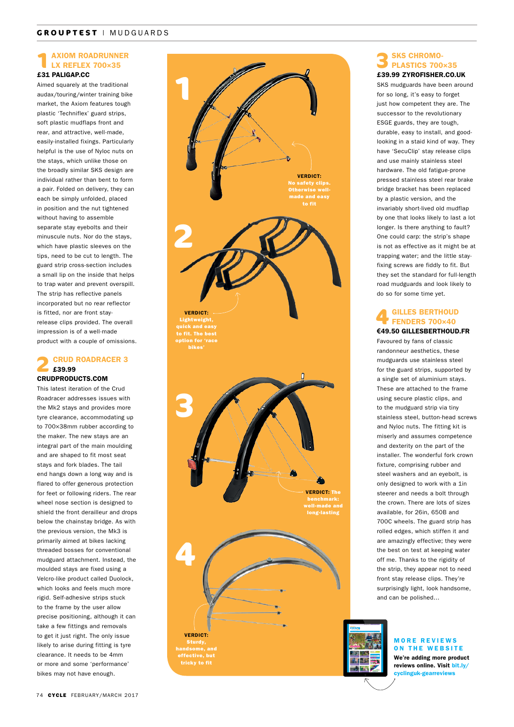GROUPTEST | MUDGUARDS

## 1 AXIOM ROADRUNNER LX REFLEX 700×35

**£31 PALIGAP.CC**

Aimed squarely at the traditional audax/touring/winter training bike market, the Axiom features tough plastic 'Techniflex' guard strips, soft plastic mudflaps front and rear, and attractive, well-made, easily-installed fixings. Particularly helpful is the use of Nyloc nuts on the stays, which unlike those on the broadly similar SKS design are individual rather than bent to form a pair. Folded on delivery, they can each be simply unfolded, placed in position and the nut tightened without having to assemble separate stay eyebolts and their minuscule nuts. Nor do the stays, which have plastic sleeves on the tips, need to be cut to length. The guard strip cross-section includes a small lip on the inside that helps to trap water and prevent overspill. The strip has reflective panels incorporated but no rear reflector is fitted, nor are front stay-release clips provided. The overall impression is of a well-made product with a couple of omissions.

## 2 CRUD ROADRACER 3

**£39.99 CRUDPRODUCTS.COM**

This latest iteration of the Crud Roadracer addresses issues with the Mk2 stays and provides more tyre clearance, accommodating up to 700×38mm rubber according to the maker. The new stays are an integral part of the main moulding and are shaped to fit most seat stays and fork blades. The tail end hangs down a long way and is flared to offer generous protection for feet or following riders. The rear wheel nose section is designed to shield the front derailleur and drops below the chainstay bridge. As with the previous version, the Mk3 is primarily aimed at bikes lacking threaded bosses for conventional mudguard attachment. Instead, the moulded stays are fixed using a Velcro-like product called Duolock, which looks and feels much more rigid. Self-adhesive strips stuck to the frame by the user allow precise positioning, although it can take a few fittings and removals to get it just right. The only issue likely to arise during fitting is tyre clearance. It needs to be 4mm or more and some 'performance' bikes may not have enough.

**1** VERDICT: No safety clips. Otherwise well-made and easy to fit

**2** VERDICT: Lightweight, quick and easy to fit. The best option for 'race bikes'

**3** VERDICT: The benchmark: well-made and long-lasting

**4** VERDICT: Sturdy, handsome, and effective, but tricky to fit

## 3 SKS CHROMO-PLASTICS 700×35

**£39.99 ZYROFISHER.CO.UK**

SKS mudguards have been around for so long, it's easy to forget just how competent they are. The successor to the revolutionary ESGE guards, they are tough, durable, easy to install, and good-looking in a staid kind of way. They have 'SecuClip' stay release clips and use mainly stainless steel hardware. The old fatigue-prone pressed stainless steel rear brake bridge bracket has been replaced by a plastic version, and the invariably short-lived old mudflap by one that looks likely to last a lot longer. Is there anything to fault? One could carp: the strip's shape is not as effective as it might be at trapping water; and the little stay-fixing screws are fiddly to fit. But they set the standard for full-length road mudguards and look likely to do so for some time yet.

## 4 GILLES BERTHOUD FENDERS 700×40

**€49.50 GILLESBERTHOUD.FR**

Favoured by fans of classic randonneur aesthetics, these mudguards use stainless steel for the guard strips, supported by a single set of aluminium stays. These are attached to the frame using secure plastic clips, and to the mudguard strip via tiny stainless steel, button-head screws and Nyloc nuts. The fitting kit is miserly and assumes competence and dexterity on the part of the installer. The wonderful fork crown fixture, comprising rubber and steel washers and an eyebolt, is only designed to work with a 1in steerer and needs a bolt through the crown. There are lots of sizes available, for 26in, 650B and 700C wheels. The guard strip has rolled edges, which stiffen it and are amazingly effective; they were the best on test at keeping water off me. Thanks to the rigidity of the strip, they appear not to need front stay release clips. They're surprisingly light, look handsome, and can be polished...

### MORE REVIEWS ON THE WEBSITE

**We're adding more product reviews online. Visit bit.ly/cyclinguk-gearreviews**